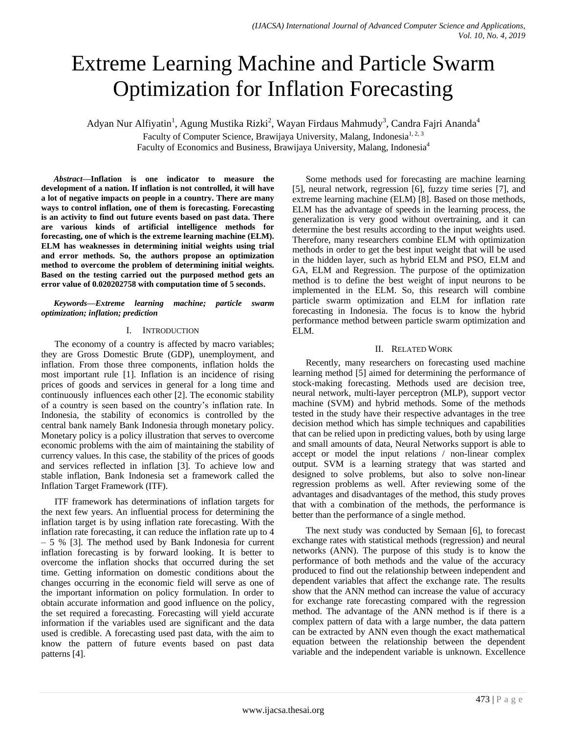# Extreme Learning Machine and Particle Swarm Optimization for Inflation Forecasting

Adyan Nur Alfiyatin[1], Agung Mustika Rizki[2], Wayan Firdaus Mahmudy[3], Candra Fajri Ananda[4]

Faculty of Computer Science, Brawijaya University, Malang, Indonesia[1, 2, 3]

Faculty of Economics and Business, Brawijaya University, Malang, Indonesia[4]

***Abstract*—Inflation is one indicator to measure the development of a nation. If inflation is not controlled, it will have a lot of negative impacts on people in a country. There are many ways to control inflation, one of them is forecasting. Forecasting is an activity to find out future events based on past data. There are various kinds of artificial intelligence methods for forecasting, one of which is the extreme learning machine (ELM). ELM has weaknesses in determining initial weights using trial and error methods. So, the authors propose an optimization method to overcome the problem of determining initial weights. Based on the testing carried out the purposed method gets an error value of 0.020202758 with computation time of 5 seconds.**

***Keywords*—*Extreme learning machine; particle swarm optimization; inflation; prediction***

## I. Introduction

The economy of a country is affected by macro variables; they are Gross Domestic Brute (GDP), unemployment, and inflation. From those three components, inflation holds the most important rule [1]. Inflation is an incidence of rising prices of goods and services in general for a long time and continuously influences each other [2]. The economic stability of a country is seen based on the country's inflation rate. In Indonesia, the stability of economics is controlled by the central bank namely Bank Indonesia through monetary policy. Monetary policy is a policy illustration that serves to overcome economic problems with the aim of maintaining the stability of currency values. In this case, the stability of the prices of goods and services reflected in inflation [3]. To achieve low and stable inflation, Bank Indonesia set a framework called the Inflation Target Framework (ITF).

ITF framework has determinations of inflation targets for the next few years. An influential process for determining the inflation target is by using inflation rate forecasting. With the inflation rate forecasting, it can reduce the inflation rate up to 4 – 5 % [3]. The method used by Bank Indonesia for current inflation forecasting is by forward looking. It is better to overcome the inflation shocks that occurred during the set time. Getting information on domestic conditions about the changes occurring in the economic field will serve as one of the important information on policy formulation. In order to obtain accurate information and good influence on the policy, the set required a forecasting. Forecasting will yield accurate information if the variables used are significant and the data used is credible. A forecasting used past data, with the aim to know the pattern of future events based on past data patterns [4].

Some methods used for forecasting are machine learning [5], neural network, regression [6], fuzzy time series [7], and extreme learning machine (ELM) [8]. Based on those methods, ELM has the advantage of speeds in the learning process, the generalization is very good without overtraining, and it can determine the best results according to the input weights used. Therefore, many researchers combine ELM with optimization methods in order to get the best input weight that will be used in the hidden layer, such as hybrid ELM and PSO, ELM and GA, ELM and Regression. The purpose of the optimization method is to define the best weight of input neurons to be implemented in the ELM. So, this research will combine particle swarm optimization and ELM for inflation rate forecasting in Indonesia. The focus is to know the hybrid performance method between particle swarm optimization and ELM.

## II. Related Work

Recently, many researchers on forecasting used machine learning method [5] aimed for determining the performance of stock-making forecasting. Methods used are decision tree, neural network, multi-layer perceptron (MLP), support vector machine (SVM) and hybrid methods. Some of the methods tested in the study have their respective advantages in the tree decision method which has simple techniques and capabilities that can be relied upon in predicting values, both by using large and small amounts of data, Neural Networks support is able to accept or model the input relations / non-linear complex output. SVM is a learning strategy that was started and designed to solve problems, but also to solve non-linear regression problems as well. After reviewing some of the advantages and disadvantages of the method, this study proves that with a combination of the methods, the performance is better than the performance of a single method.

The next study was conducted by Semaan [6], to forecast exchange rates with statistical methods (regression) and neural networks (ANN). The purpose of this study is to know the performance of both methods and the value of the accuracy produced to find out the relationship between independent and dependent variables that affect the exchange rate. The results show that the ANN method can increase the value of accuracy for exchange rate forecasting compared with the regression method. The advantage of the ANN method is if there is a complex pattern of data with a large number, the data pattern can be extracted by ANN even though the exact mathematical equation between the relationship between the dependent variable and the independent variable is unknown. Excellence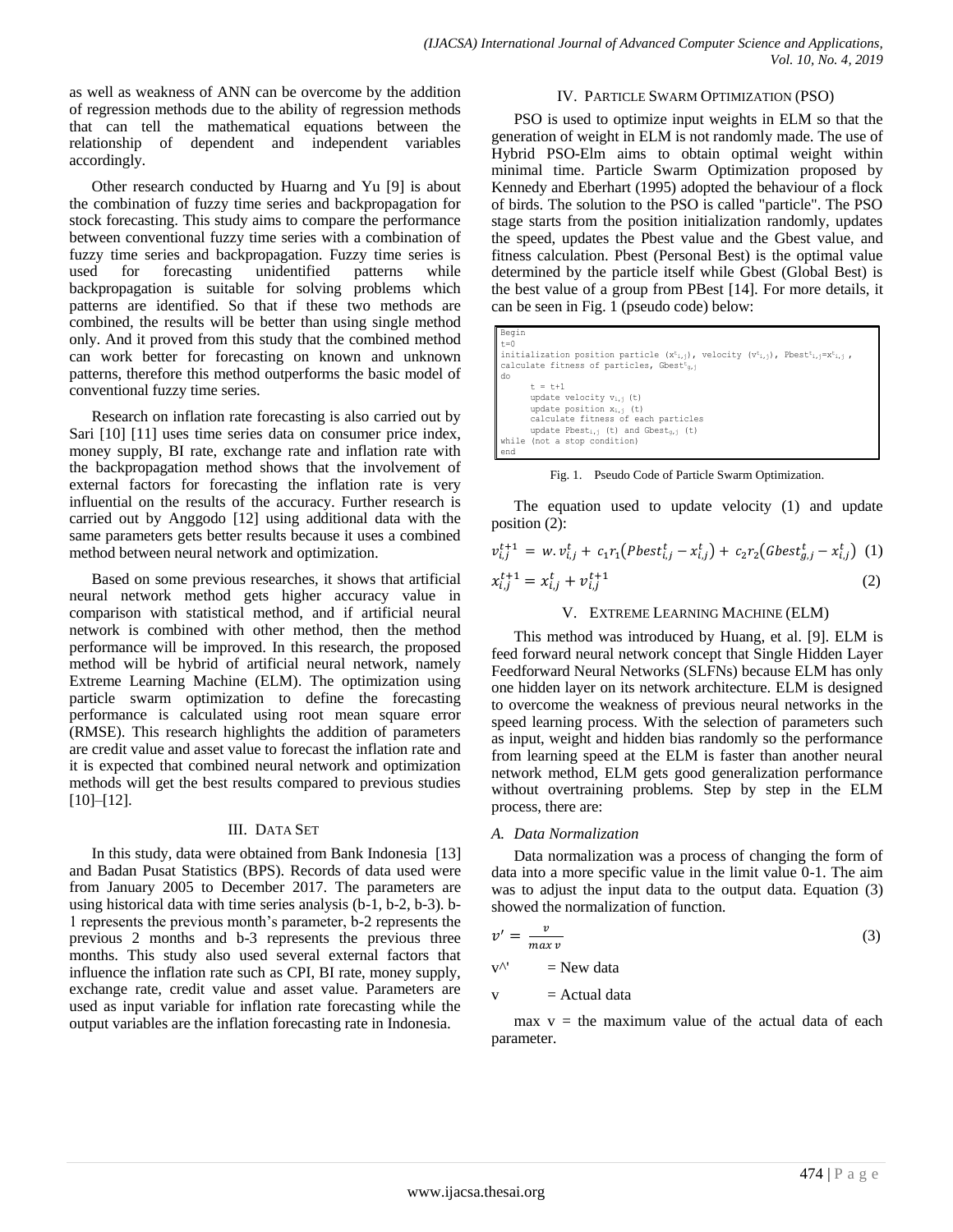as well as weakness of ANN can be overcome by the addition of regression methods due to the ability of regression methods that can tell the mathematical equations between the relationship of dependent and independent variables accordingly.

Other research conducted by Huarng and Yu [9] is about the combination of fuzzy time series and backpropagation for stock forecasting. This study aims to compare the performance between conventional fuzzy time series with a combination of fuzzy time series and backpropagation. Fuzzy time series is used for forecasting unidentified patterns while backpropagation is suitable for solving problems which patterns are identified. So that if these two methods are combined, the results will be better than using single method only. And it proved from this study that the combined method can work better for forecasting on known and unknown patterns, therefore this method outperforms the basic model of conventional fuzzy time series.

Research on inflation rate forecasting is also carried out by Sari [10] [11] uses time series data on consumer price index, money supply, BI rate, exchange rate and inflation rate with the backpropagation method shows that the involvement of external factors for forecasting the inflation rate is very influential on the results of the accuracy. Further research is carried out by Anggodo [12] using additional data with the same parameters gets better results because it uses a combined method between neural network and optimization.

Based on some previous researches, it shows that artificial neural network method gets higher accuracy value in comparison with statistical method, and if artificial neural network is combined with other method, then the method performance will be improved. In this research, the proposed method will be hybrid of artificial neural network, namely Extreme Learning Machine (ELM). The optimization using particle swarm optimization to define the forecasting performance is calculated using root mean square error (RMSE). This research highlights the addition of parameters are credit value and asset value to forecast the inflation rate and it is expected that combined neural network and optimization methods will get the best results compared to previous studies [10]–[12].

## III. Data Set

In this study, data were obtained from Bank Indonesia [13] and Badan Pusat Statistics (BPS). Records of data used were from January 2005 to December 2017. The parameters are using historical data with time series analysis (b-1, b-2, b-3). b-1 represents the previous month's parameter, b-2 represents the previous 2 months and b-3 represents the previous three months. This study also used several external factors that influence the inflation rate such as CPI, BI rate, money supply, exchange rate, credit value and asset value. Parameters are used as input variable for inflation rate forecasting while the output variables are the inflation forecasting rate in Indonesia.

## IV. Particle Swarm Optimization (PSO)

PSO is used to optimize input weights in ELM so that the generation of weight in ELM is not randomly made. The use of Hybrid PSO-Elm aims to obtain optimal weight within minimal time. Particle Swarm Optimization proposed by Kennedy and Eberhart (1995) adopted the behaviour of a flock of birds. The solution to the PSO is called "particle". The PSO stage starts from the position initialization randomly, updates the speed, updates the Pbest value and the Gbest value, and fitness calculation. Pbest (Personal Best) is the optimal value determined by the particle itself while Gbest (Global Best) is the best value of a group from PBest [14]. For more details, it can be seen in Fig. 1 (pseudo code) below:

```
Begin
t=0
initialization position particle (x^t_i,j), velocity (v^t_i,j), Pbest^t_i,j=x^t_i,j ,
calculate fitness of particles, Gbest^t_g,j
do
      t = t+1
      update velocity v_i,j (t)
      update position x_i,j (t)
      calculate fitness of each particles
      update Pbest_i,j (t) and Gbest_g,j (t)
while (not a stop condition)
end
```

Fig. 1. Pseudo Code of Particle Swarm Optimization.

The equation used to update velocity (1) and update position (2):

$$v_{i,j}^{t+1} = w.v_{i,j}^{t} + c_1 r_1 \left(Pbest_{i,j}^{t} - x_{i,j}^{t}\right) + c_2 r_2 \left(Gbest_{g,j}^{t} - x_{i,j}^{t}\right) \quad (1)$$

$$x_{i,j}^{t+1} = x_{i,j}^{t} + v_{i,j}^{t+1} \quad (2)$$

## V. Extreme Learning Machine (ELM)

This method was introduced by Huang, et al. [9]. ELM is feed forward neural network concept that Single Hidden Layer Feedforward Neural Networks (SLFNs) because ELM has only one hidden layer on its network architecture. ELM is designed to overcome the weakness of previous neural networks in the speed learning process. With the selection of parameters such as input, weight and hidden bias randomly so the performance from learning speed at the ELM is faster than another neural network method, ELM gets good generalization performance without overtraining problems. Step by step in the ELM process, there are:

### A. Data Normalization

Data normalization was a process of changing the form of data into a more specific value in the limit value 0-1. The aim was to adjust the input data to the output data. Equation (3) showed the normalization of function.

$$v' = \frac{v}{max\ v} \quad (3)$$

v^' = New data

v = Actual data

max v = the maximum value of the actual data of each parameter.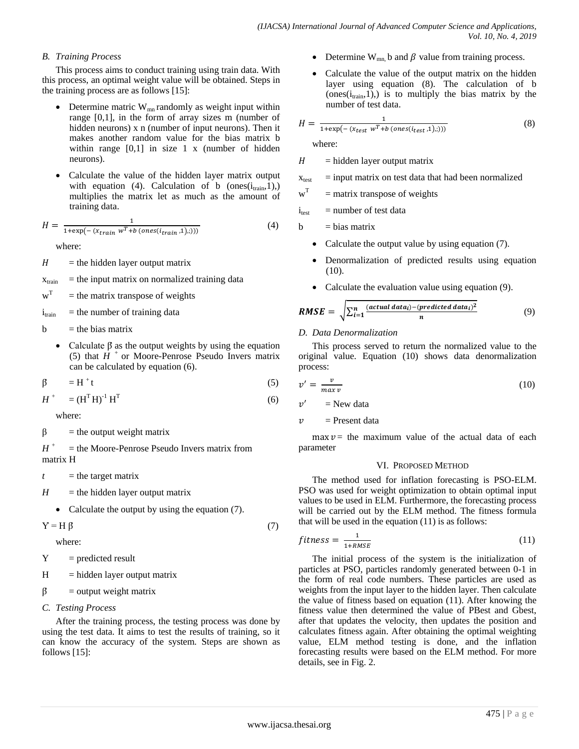### B. Training Process

This process aims to conduct training using train data. With this process, an optimal weight value will be obtained. Steps in the training process are as follows [15]:

- Determine matric $W_{mn}$ randomly as weight input within range [0,1], in the form of array sizes m (number of hidden neurons) x n (number of input neurons). Then it makes another random value for the bias matrix b within range [0,1] in size 1 x (number of hidden neurons).
- Calculate the value of the hidden layer matrix output with equation (4). Calculation of b (ones($i_{train}$,1),) multiplies the matrix let as much as the amount of training data.

$$H = \frac{1}{1+\exp(-(x_{train}\ w^T + b\ (ones(i_{train},1),:)))} \tag{4}$$

where:

$H$ = the hidden layer output matrix

$x_{train}$ = the input matrix on normalized training data

$w^T$ = the matrix transpose of weights

$i_{train}$ = the number of training data

b = the bias matrix

- Calculate β as the output weights by using the equation (5) that $H^+$ or Moore-Penrose Pseudo Invers matrix can be calculated by equation (6).

$$\beta = H^+ t \tag{5}$$

$$H^+ = (H^T H)^{-1} H^T \tag{6}$$

where:

β = the output weight matrix

$H^+$ = the Moore-Penrose Pseudo Invers matrix from matrix H

$t$ = the target matrix

$H$ = the hidden layer output matrix

- Calculate the output by using the equation (7).

$$Y = H\beta \tag{7}$$

where:

Y = predicted result

H = hidden layer output matrix

β = output weight matrix

### C. Testing Process

After the training process, the testing process was done by using the test data. It aims to test the results of training, so it can know the accuracy of the system. Steps are shown as follows [15]:

- Determine $W_{mn}$, b and $\beta$ value from training process.
- Calculate the value of the output matrix on the hidden layer using equation (8). The calculation of b (ones($i_{train}$,1),) is to multiply the bias matrix by the number of test data.

$$H = \frac{1}{1+\exp(-(x_{test}\ w^T + b\ (ones(i_{test},1),:)))} \tag{8}$$

where:

$H$ = hidden layer output matrix

$x_{test}$ = input matrix on test data that had been normalized

$w^T$ = matrix transpose of weights

$i_{test}$ = number of test data

b = bias matrix

- Calculate the output value by using equation (7).
- Denormalization of predicted results using equation (10).
- Calculate the evaluation value using equation (9).

$$\boldsymbol{RMSE} = \sqrt{\sum_{i=1}^{n} \frac{(\boldsymbol{actual\ data}_i) - (\boldsymbol{predicted\ data}_i)^2}{\boldsymbol{n}}} \tag{9}$$

### D. Data Denormalization

This process served to return the normalized value to the original value. Equation (10) shows data denormalization process:

$$v' = \frac{v}{\max v} \tag{10}$$

$v'$ = New data

$v$ = Present data

$\max v$ = the maximum value of the actual data of each parameter

## VI. Proposed Method

The method used for inflation forecasting is PSO-ELM. PSO was used for weight optimization to obtain optimal input values to be used in ELM. Furthermore, the forecasting process will be carried out by the ELM method. The fitness formula that will be used in the equation (11) is as follows:

$$fitness = \frac{1}{1+RMSE} \tag{11}$$

The initial process of the system is the initialization of particles at PSO, particles randomly generated between 0-1 in the form of real code numbers. These particles are used as weights from the input layer to the hidden layer. Then calculate the value of fitness based on equation (11). After knowing the fitness value then determined the value of PBest and Gbest, after that updates the velocity, then updates the position and calculates fitness again. After obtaining the optimal weighting value, ELM method testing is done, and the inflation forecasting results were based on the ELM method. For more details, see in Fig. 2.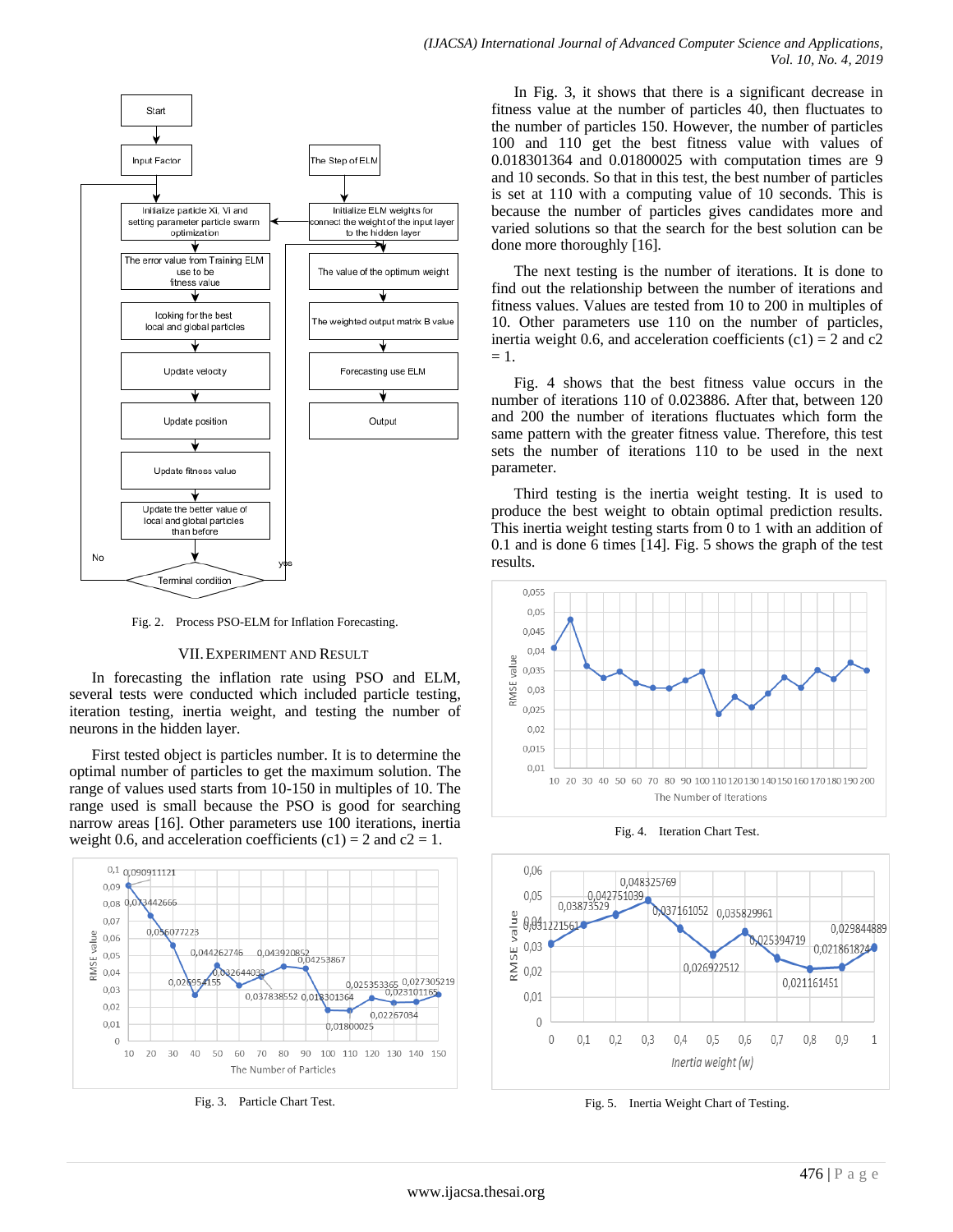Fig. 2. Process PSO-ELM for Inflation Forecasting.

## VII. EXPERIMENT AND RESULT

In forecasting the inflation rate using PSO and ELM, several tests were conducted which included particle testing, iteration testing, inertia weight, and testing the number of neurons in the hidden layer.

First tested object is particles number. It is to determine the optimal number of particles to get the maximum solution. The range of values used starts from 10-150 in multiples of 10. The range used is small because the PSO is good for searching narrow areas [16]. Other parameters use 100 iterations, inertia weight 0.6, and acceleration coefficients (c1) = 2 and c2 = 1.

Fig. 3. Particle Chart Test.

In Fig. 3, it shows that there is a significant decrease in fitness value at the number of particles 40, then fluctuates to the number of particles 150. However, the number of particles 100 and 110 get the best fitness value with values of 0.018301364 and 0.01800025 with computation times are 9 and 10 seconds. So that in this test, the best number of particles is set at 110 with a computing value of 10 seconds. This is because the number of particles gives candidates more and varied solutions so that the search for the best solution can be done more thoroughly [16].

The next testing is the number of iterations. It is done to find out the relationship between the number of iterations and fitness values. Values are tested from 10 to 200 in multiples of 10. Other parameters use 110 on the number of particles, inertia weight 0.6, and acceleration coefficients (c1) = 2 and c2 = 1.

Fig. 4 shows that the best fitness value occurs in the number of iterations 110 of 0.023886. After that, between 120 and 200 the number of iterations fluctuates which form the same pattern with the greater fitness value. Therefore, this test sets the number of iterations 110 to be used in the next parameter.

Third testing is the inertia weight testing. It is used to produce the best weight to obtain optimal prediction results. This inertia weight testing starts from 0 to 1 with an addition of 0.1 and is done 6 times [14]. Fig. 5 shows the graph of the test results.

Fig. 4. Iteration Chart Test.

Fig. 5. Inertia Weight Chart of Testing.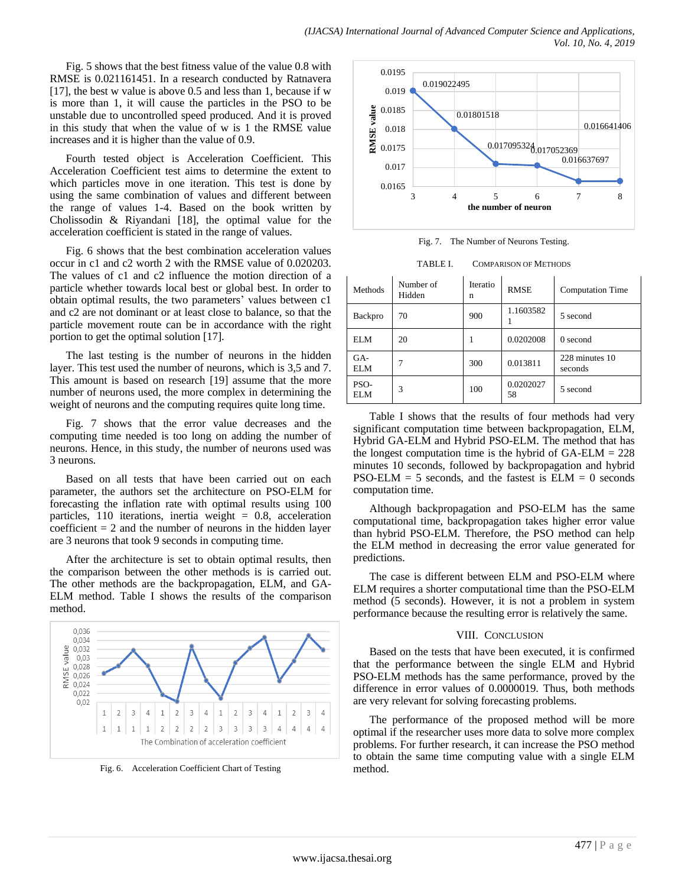Fig. 5 shows that the best fitness value of the value 0.8 with RMSE is 0.021161451. In a research conducted by Ratnavera [17], the best w value is above 0.5 and less than 1, because if w is more than 1, it will cause the particles in the PSO to be unstable due to uncontrolled speed produced. And it is proved in this study that when the value of w is 1 the RMSE value increases and it is higher than the value of 0.9.

Fourth tested object is Acceleration Coefficient. This Acceleration Coefficient test aims to determine the extent to which particles move in one iteration. This test is done by using the same combination of values and different between the range of values 1-4. Based on the book written by Cholissodin & Riyandani [18], the optimal value for the acceleration coefficient is stated in the range of values.

Fig. 6 shows that the best combination acceleration values occur in c1 and c2 worth 2 with the RMSE value of 0.020203. The values of c1 and c2 influence the motion direction of a particle whether towards local best or global best. In order to obtain optimal results, the two parameters' values between c1 and c2 are not dominant or at least close to balance, so that the particle movement route can be in accordance with the right portion to get the optimal solution [17].

The last testing is the number of neurons in the hidden layer. This test used the number of neurons, which is 3,5 and 7. This amount is based on research [19] assume that the more number of neurons used, the more complex in determining the weight of neurons and the computing requires quite long time.

Fig. 7 shows that the error value decreases and the computing time needed is too long on adding the number of neurons. Hence, in this study, the number of neurons used was 3 neurons.

Based on all tests that have been carried out on each parameter, the authors set the architecture on PSO-ELM for forecasting the inflation rate with optimal results using 100 particles, 110 iterations, inertia weight = 0.8, acceleration coefficient = 2 and the number of neurons in the hidden layer are 3 neurons that took 9 seconds in computing time.

After the architecture is set to obtain optimal results, then the comparison between the other methods is is carried out. The other methods are the backpropagation, ELM, and GA-ELM method. Table I shows the results of the comparison method.

Fig. 6. Acceleration Coefficient Chart of Testing

Fig. 7. The Number of Neurons Testing.

TABLE I. COMPARISON OF METHODS

| Methods | Number of Hidden | Iteration | RMSE | Computation Time |
|---|---|---|---|---|
| Backpro | 70 | 900 | 1.16035821 | 5 second |
| ELM | 20 | 1 | 0.0202008 | 0 second |
| GA-ELM | 7 | 300 | 0.013811 | 228 minutes 10 seconds |
| PSO-ELM | 3 | 100 | 0.020202758 | 5 second |

Table I shows that the results of four methods had very significant computation time between backpropagation, ELM, Hybrid GA-ELM and Hybrid PSO-ELM. The method that has the longest computation time is the hybrid of GA-ELM = 228 minutes 10 seconds, followed by backpropagation and hybrid PSO-ELM = 5 seconds, and the fastest is ELM = 0 seconds computation time.

Although backpropagation and PSO-ELM has the same computational time, backpropagation takes higher error value than hybrid PSO-ELM. Therefore, the PSO method can help the ELM method in decreasing the error value generated for predictions.

The case is different between ELM and PSO-ELM where ELM requires a shorter computational time than the PSO-ELM method (5 seconds). However, it is not a problem in system performance because the resulting error is relatively the same.

## VIII. CONCLUSION

Based on the tests that have been executed, it is confirmed that the performance between the single ELM and Hybrid PSO-ELM methods has the same performance, proved by the difference in error values of 0.0000019. Thus, both methods are very relevant for solving forecasting problems.

The performance of the proposed method will be more optimal if the researcher uses more data to solve more complex problems. For further research, it can increase the PSO method to obtain the same time computing value with a single ELM method.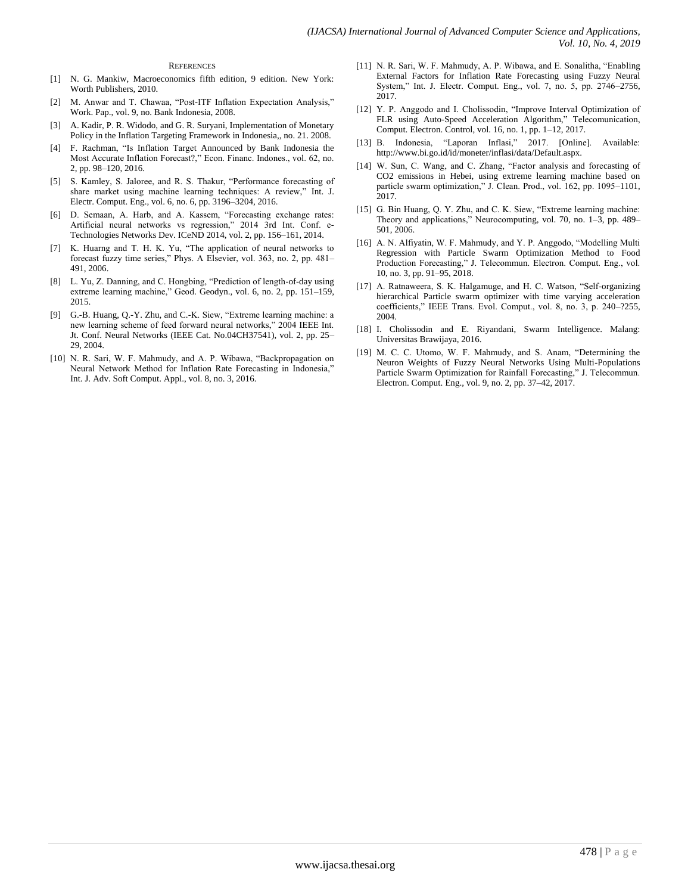## References

[1] N. G. Mankiw, Macroeconomics fifth edition, 9 edition. New York: Worth Publishers, 2010.

[2] M. Anwar and T. Chawaa, "Post-ITF Inflation Expectation Analysis," Work. Pap., vol. 9, no. Bank Indonesia, 2008.

[3] A. Kadir, P. R. Widodo, and G. R. Suryani, Implementation of Monetary Policy in the Inflation Targeting Framework in Indonesia,, no. 21. 2008.

[4] F. Rachman, "Is Inflation Target Announced by Bank Indonesia the Most Accurate Inflation Forecast?," Econ. Financ. Indones., vol. 62, no. 2, pp. 98–120, 2016.

[5] S. Kamley, S. Jaloree, and R. S. Thakur, "Performance forecasting of share market using machine learning techniques: A review," Int. J. Electr. Comput. Eng., vol. 6, no. 6, pp. 3196–3204, 2016.

[6] D. Semaan, A. Harb, and A. Kassem, "Forecasting exchange rates: Artificial neural networks vs regression," 2014 3rd Int. Conf. e-Technologies Networks Dev. ICeND 2014, vol. 2, pp. 156–161, 2014.

[7] K. Huarng and T. H. K. Yu, "The application of neural networks to forecast fuzzy time series," Phys. A Elsevier, vol. 363, no. 2, pp. 481–491, 2006.

[8] L. Yu, Z. Danning, and C. Hongbing, "Prediction of length-of-day using extreme learning machine," Geod. Geodyn., vol. 6, no. 2, pp. 151–159, 2015.

[9] G.-B. Huang, Q.-Y. Zhu, and C.-K. Siew, "Extreme learning machine: a new learning scheme of feed forward neural networks," 2004 IEEE Int. Jt. Conf. Neural Networks (IEEE Cat. No.04CH37541), vol. 2, pp. 25–29, 2004.

[10] N. R. Sari, W. F. Mahmudy, and A. P. Wibawa, "Backpropagation on Neural Network Method for Inflation Rate Forecasting in Indonesia," Int. J. Adv. Soft Comput. Appl., vol. 8, no. 3, 2016.

[11] N. R. Sari, W. F. Mahmudy, A. P. Wibawa, and E. Sonalitha, "Enabling External Factors for Inflation Rate Forecasting using Fuzzy Neural System," Int. J. Electr. Comput. Eng., vol. 7, no. 5, pp. 2746–2756, 2017.

[12] Y. P. Anggodo and I. Cholissodin, "Improve Interval Optimization of FLR using Auto-Speed Acceleration Algorithm," Telecomunication, Comput. Electron. Control, vol. 16, no. 1, pp. 1–12, 2017.

[13] B. Indonesia, "Laporan Inflasi," 2017. [Online]. Available: http://www.bi.go.id/id/moneter/inflasi/data/Default.aspx.

[14] W. Sun, C. Wang, and C. Zhang, "Factor analysis and forecasting of CO2 emissions in Hebei, using extreme learning machine based on particle swarm optimization," J. Clean. Prod., vol. 162, pp. 1095–1101, 2017.

[15] G. Bin Huang, Q. Y. Zhu, and C. K. Siew, "Extreme learning machine: Theory and applications," Neurocomputing, vol. 70, no. 1–3, pp. 489–501, 2006.

[16] A. N. Alfiyatin, W. F. Mahmudy, and Y. P. Anggodo, "Modelling Multi Regression with Particle Swarm Optimization Method to Food Production Forecasting," J. Telecommun. Electron. Comput. Eng., vol. 10, no. 3, pp. 91–95, 2018.

[17] A. Ratnaweera, S. K. Halgamuge, and H. C. Watson, "Self-organizing hierarchical Particle swarm optimizer with time varying acceleration coefficients," IEEE Trans. Evol. Comput., vol. 8, no. 3, p. 240–?255, 2004.

[18] I. Cholissodin and E. Riyandani, Swarm Intelligence. Malang: Universitas Brawijaya, 2016.

[19] M. C. C. Utomo, W. F. Mahmudy, and S. Anam, "Determining the Neuron Weights of Fuzzy Neural Networks Using Multi-Populations Particle Swarm Optimization for Rainfall Forecasting," J. Telecommun. Electron. Comput. Eng., vol. 9, no. 2, pp. 37–42, 2017.